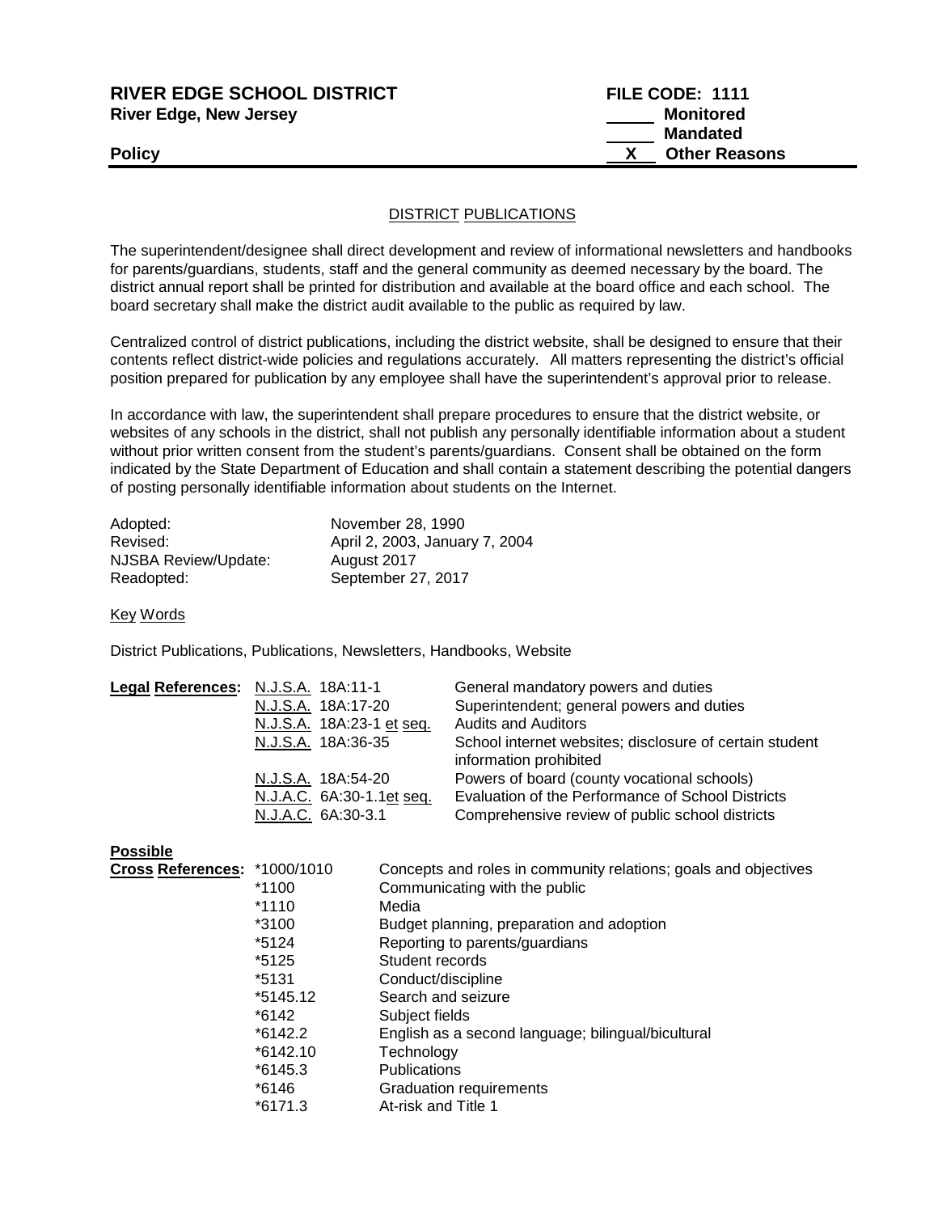**RIVER EDGE SCHOOL DISTRICT** **FILE CODE: 1111**
**River Edge, New Jersey**

_____ **Monitored**
_____ **Mandated**
**Policy** __X__ **Other Reasons**

## DISTRICT PUBLICATIONS

The superintendent/designee shall direct development and review of informational newsletters and handbooks for parents/guardians, students, staff and the general community as deemed necessary by the board. The district annual report shall be printed for distribution and available at the board office and each school. The board secretary shall make the district audit available to the public as required by law.

Centralized control of district publications, including the district website, shall be designed to ensure that their contents reflect district-wide policies and regulations accurately. All matters representing the district's official position prepared for publication by any employee shall have the superintendent's approval prior to release.

In accordance with law, the superintendent shall prepare procedures to ensure that the district website, or websites of any schools in the district, shall not publish any personally identifiable information about a student without prior written consent from the student's parents/guardians. Consent shall be obtained on the form indicated by the State Department of Education and shall contain a statement describing the potential dangers of posting personally identifiable information about students on the Internet.

| | |
|---|---|
| Adopted: | November 28, 1990 |
| Revised: | April 2, 2003, January 7, 2004 |
| NJSBA Review/Update: | August 2017 |
| Readopted: | September 27, 2017 |

Key Words

District Publications, Publications, Newsletters, Handbooks, Website

| **Legal References:** | | |
|---|---|---|
| | N.J.S.A. 18A:11-1 | General mandatory powers and duties |
| | N.J.S.A. 18A:17-20 | Superintendent; general powers and duties |
| | N.J.S.A. 18A:23-1 et seq. | Audits and Auditors |
| | N.J.S.A. 18A:36-35 | School internet websites; disclosure of certain student information prohibited |
| | N.J.S.A. 18A:54-20 | Powers of board (county vocational schools) |
| | N.J.A.C. 6A:30-1.1et seq. | Evaluation of the Performance of School Districts |
| | N.J.A.C. 6A:30-3.1 | Comprehensive review of public school districts |

| **Possible Cross References:** | | |
|---|---|---|
| | *1000/1010 | Concepts and roles in community relations; goals and objectives |
| | *1100 | Communicating with the public |
| | *1110 | Media |
| | *3100 | Budget planning, preparation and adoption |
| | *5124 | Reporting to parents/guardians |
| | *5125 | Student records |
| | *5131 | Conduct/discipline |
| | *5145.12 | Search and seizure |
| | *6142 | Subject fields |
| | *6142.2 | English as a second language; bilingual/bicultural |
| | *6142.10 | Technology |
| | *6145.3 | Publications |
| | *6146 | Graduation requirements |
| | *6171.3 | At-risk and Title 1 |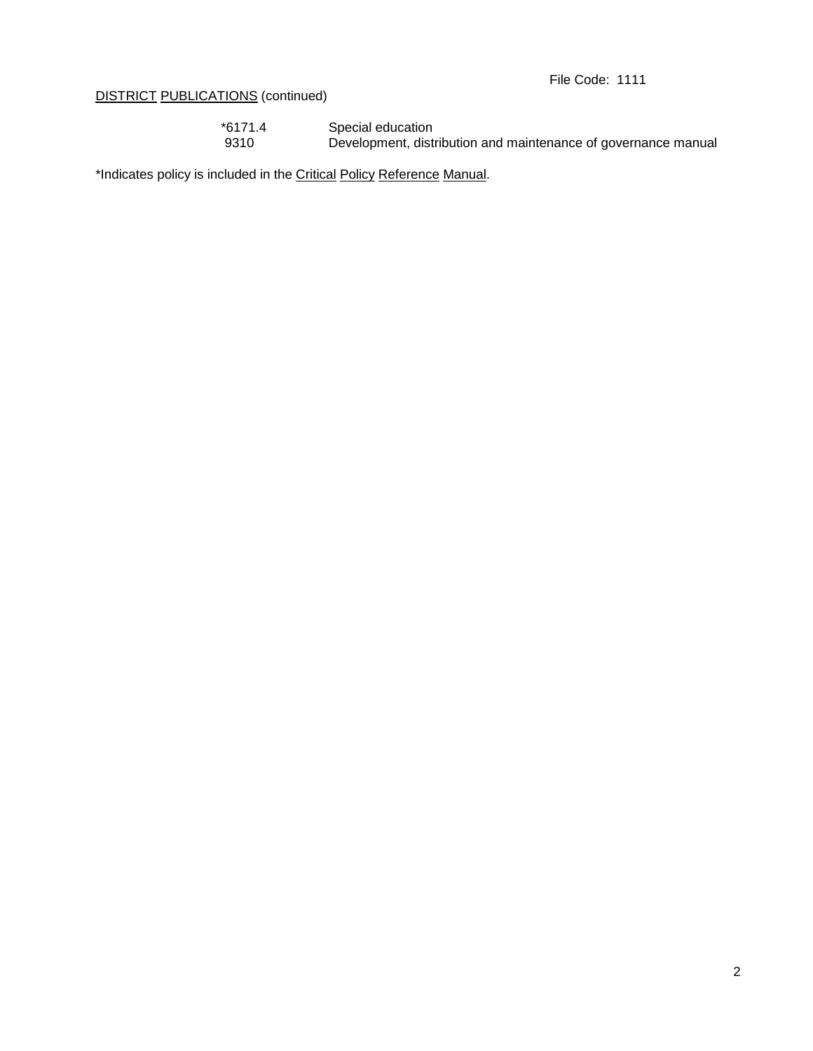File Code: 1111

DISTRICT PUBLICATIONS (continued)

| | |
|---|---|
| *6171.4 | Special education |
| 9310 | Development, distribution and maintenance of governance manual |

*Indicates policy is included in the Critical Policy Reference Manual.